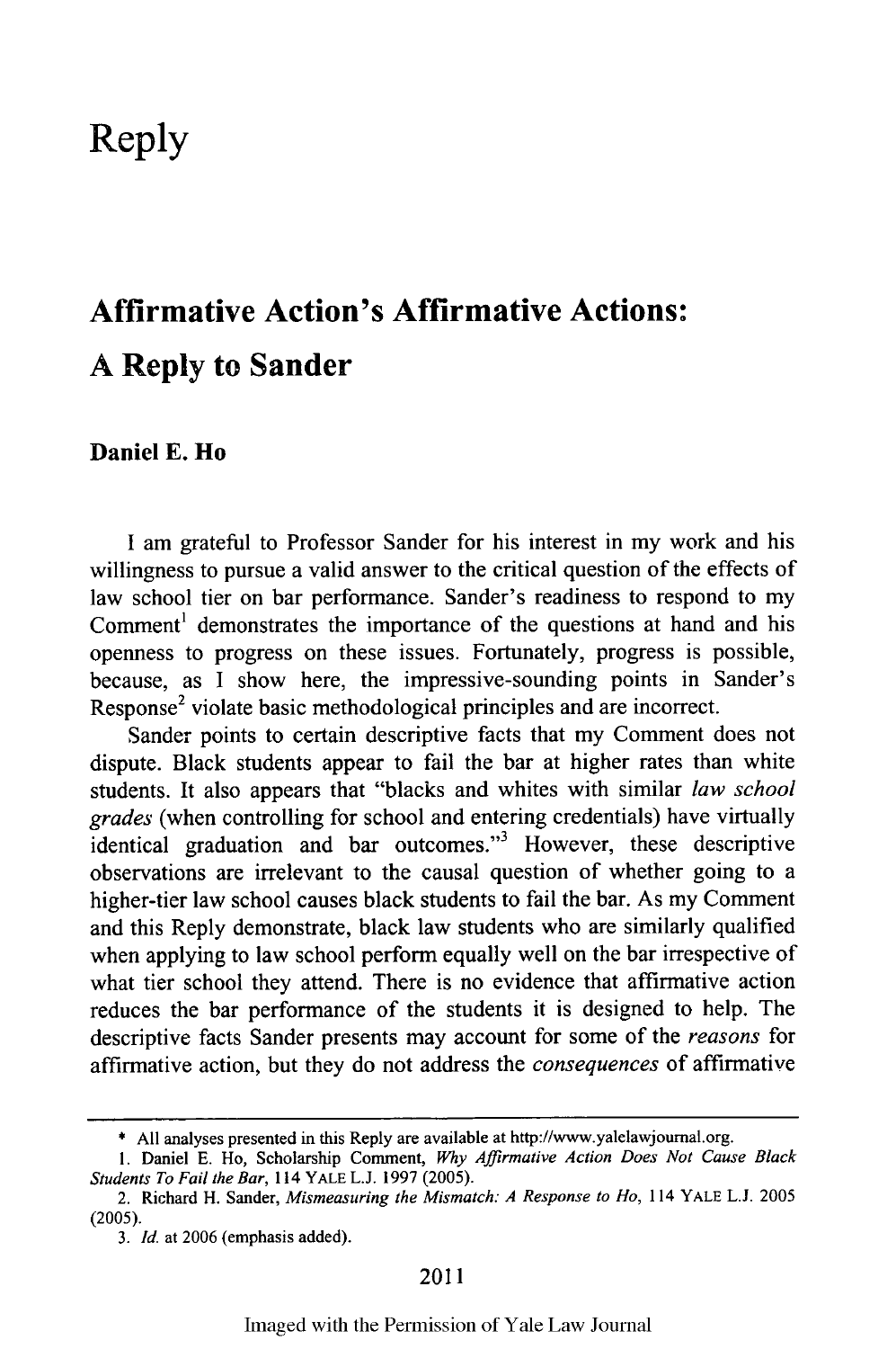# Reply

## Affirmative Action's Affirmative Actions: A Reply to Sander

**Daniel E. Ho**

I am grateful to Professor Sander for his interest in my work and his willingness to pursue a valid answer to the critical question of the effects of law school tier on bar performance. Sander's readiness to respond to my Comment[1] demonstrates the importance of the questions at hand and his openness to progress on these issues. Fortunately, progress is possible, because, as I show here, the impressive-sounding points in Sander's Response[2] violate basic methodological principles and are incorrect.

Sander points to certain descriptive facts that my Comment does not dispute. Black students appear to fail the bar at higher rates than white students. It also appears that "blacks and whites with similar *law school grades* (when controlling for school and entering credentials) have virtually identical graduation and bar outcomes."[3] However, these descriptive observations are irrelevant to the causal question of whether going to a higher-tier law school causes black students to fail the bar. As my Comment and this Reply demonstrate, black law students who are similarly qualified when applying to law school perform equally well on the bar irrespective of what tier school they attend. There is no evidence that affirmative action reduces the bar performance of the students it is designed to help. The descriptive facts Sander presents may account for some of the *reasons* for affirmative action, but they do not address the *consequences* of affirmative

---

\* All analyses presented in this Reply are available at http://www.yalelawjournal.org.

1. Daniel E. Ho, Scholarship Comment, *Why Affirmative Action Does Not Cause Black Students To Fail the Bar*, 114 YALE L.J. 1997 (2005).

2. Richard H. Sander, *Mismeasuring the Mismatch: A Response to Ho*, 114 YALE L.J. 2005 (2005).

3. *Id.* at 2006 (emphasis added).

Imaged with the Permission of Yale Law Journal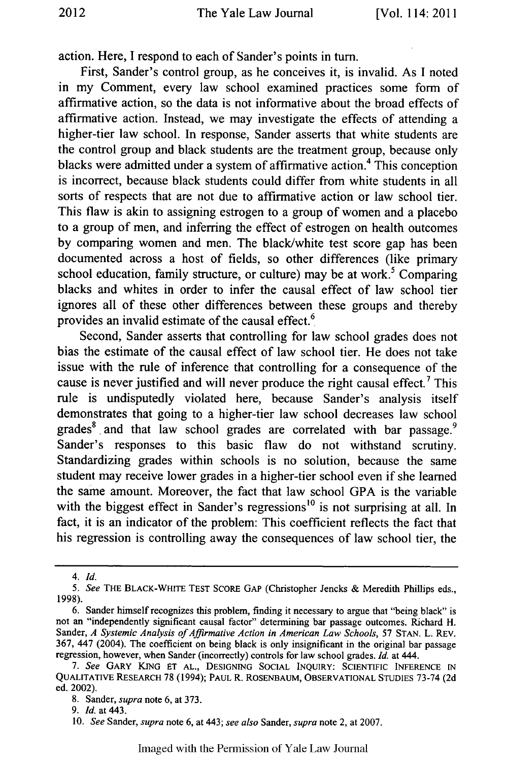action. Here, I respond to each of Sander's points in turn.

First, Sander's control group, as he conceives it, is invalid. As I noted in my Comment, every law school examined practices some form of affirmative action, so the data is not informative about the broad effects of affirmative action. Instead, we may investigate the effects of attending a higher-tier law school. In response, Sander asserts that white students are the control group and black students are the treatment group, because only blacks were admitted under a system of affirmative action.[4] This conception is incorrect, because black students could differ from white students in all sorts of respects that are not due to affirmative action or law school tier. This flaw is akin to assigning estrogen to a group of women and a placebo to a group of men, and inferring the effect of estrogen on health outcomes by comparing women and men. The black/white test score gap has been documented across a host of fields, so other differences (like primary school education, family structure, or culture) may be at work.[5] Comparing blacks and whites in order to infer the causal effect of law school tier ignores all of these other differences between these groups and thereby provides an invalid estimate of the causal effect.[6]

Second, Sander asserts that controlling for law school grades does not bias the estimate of the causal effect of law school tier. He does not take issue with the rule of inference that controlling for a consequence of the cause is never justified and will never produce the right causal effect.[7] This rule is undisputedly violated here, because Sander's analysis itself demonstrates that going to a higher-tier law school decreases law school grades[8] and that law school grades are correlated with bar passage.[9] Sander's responses to this basic flaw do not withstand scrutiny. Standardizing grades within schools is no solution, because the same student may receive lower grades in a higher-tier school even if she learned the same amount. Moreover, the fact that law school GPA is the variable with the biggest effect in Sander's regressions[10] is not surprising at all. In fact, it is an indicator of the problem: This coefficient reflects the fact that his regression is controlling away the consequences of law school tier, the

---

4. *Id.*

5. *See* THE BLACK-WHITE TEST SCORE GAP (Christopher Jencks & Meredith Phillips eds., 1998).

6. Sander himself recognizes this problem, finding it necessary to argue that "being black" is not an "independently significant causal factor" determining bar passage outcomes. Richard H. Sander, *A Systemic Analysis of Affirmative Action in American Law Schools*, 57 STAN. L. REV. 367, 447 (2004). The coefficient on being black is only insignificant in the original bar passage regression, however, when Sander (incorrectly) controls for law school grades. *Id.* at 444.

7. *See* GARY KING ET AL., DESIGNING SOCIAL INQUIRY: SCIENTIFIC INFERENCE IN QUALITATIVE RESEARCH 78 (1994); PAUL R. ROSENBAUM, OBSERVATIONAL STUDIES 73-74 (2d ed. 2002).

8. Sander, *supra* note 6, at 373.

9. *Id.* at 443.

10. *See* Sander, *supra* note 6, at 443; *see also* Sander, *supra* note 2, at 2007.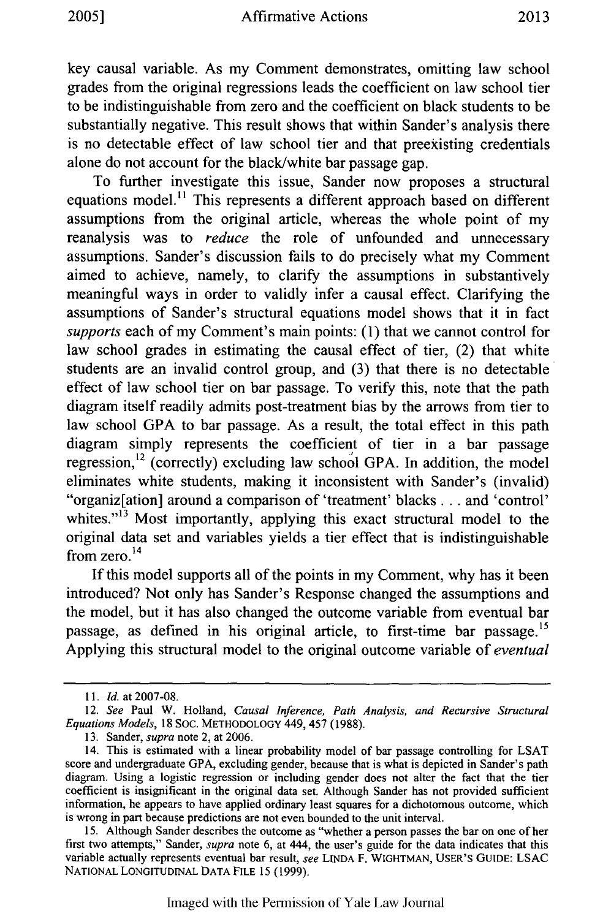key causal variable. As my Comment demonstrates, omitting law school grades from the original regressions leads the coefficient on law school tier to be indistinguishable from zero and the coefficient on black students to be substantially negative. This result shows that within Sander's analysis there is no detectable effect of law school tier and that preexisting credentials alone do not account for the black/white bar passage gap.

To further investigate this issue, Sander now proposes a structural equations model.[11] This represents a different approach based on different assumptions from the original article, whereas the whole point of my reanalysis was to *reduce* the role of unfounded and unnecessary assumptions. Sander's discussion fails to do precisely what my Comment aimed to achieve, namely, to clarify the assumptions in substantively meaningful ways in order to validly infer a causal effect. Clarifying the assumptions of Sander's structural equations model shows that it in fact *supports* each of my Comment's main points: (1) that we cannot control for law school grades in estimating the causal effect of tier, (2) that white students are an invalid control group, and (3) that there is no detectable effect of law school tier on bar passage. To verify this, note that the path diagram itself readily admits post-treatment bias by the arrows from tier to law school GPA to bar passage. As a result, the total effect in this path diagram simply represents the coefficient of tier in a bar passage regression,[12] (correctly) excluding law school GPA. In addition, the model eliminates white students, making it inconsistent with Sander's (invalid) "organiz[ation] around a comparison of 'treatment' blacks . . . and 'control' whites."[13] Most importantly, applying this exact structural model to the original data set and variables yields a tier effect that is indistinguishable from zero.[14]

If this model supports all of the points in my Comment, why has it been introduced? Not only has Sander's Response changed the assumptions and the model, but it has also changed the outcome variable from eventual bar passage, as defined in his original article, to first-time bar passage.[15] Applying this structural model to the original outcome variable of *eventual*

---

11. *Id.* at 2007-08.

12. *See* Paul W. Holland, *Causal Inference, Path Analysis, and Recursive Structural Equations Models*, 18 SOC. METHODOLOGY 449, 457 (1988).

13. Sander, *supra* note 2, at 2006.

14. This is estimated with a linear probability model of bar passage controlling for LSAT score and undergraduate GPA, excluding gender, because that is what is depicted in Sander's path diagram. Using a logistic regression or including gender does not alter the fact that the tier coefficient is insignificant in the original data set. Although Sander has not provided sufficient information, he appears to have applied ordinary least squares for a dichotomous outcome, which is wrong in part because predictions are not even bounded to the unit interval.

15. Although Sander describes the outcome as "whether a person passes the bar on one of her first two attempts," Sander, *supra* note 6, at 444, the user's guide for the data indicates that this variable actually represents eventual bar result, *see* LINDA F. WIGHTMAN, USER'S GUIDE: LSAC NATIONAL LONGITUDINAL DATA FILE 15 (1999).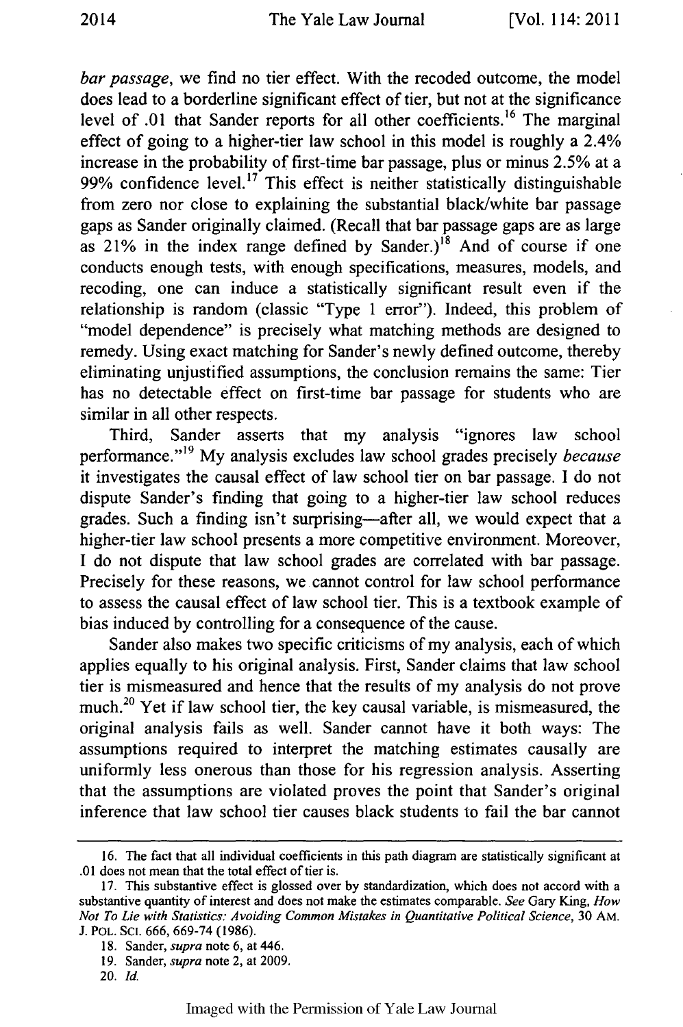*bar passage*, we find no tier effect. With the recoded outcome, the model does lead to a borderline significant effect of tier, but not at the significance level of .01 that Sander reports for all other coefficients.[16] The marginal effect of going to a higher-tier law school in this model is roughly a 2.4% increase in the probability of first-time bar passage, plus or minus 2.5% at a 99% confidence level.[17] This effect is neither statistically distinguishable from zero nor close to explaining the substantial black/white bar passage gaps as Sander originally claimed. (Recall that bar passage gaps are as large as 21% in the index range defined by Sander.)[18] And of course if one conducts enough tests, with enough specifications, measures, models, and recoding, one can induce a statistically significant result even if the relationship is random (classic "Type 1 error"). Indeed, this problem of "model dependence" is precisely what matching methods are designed to remedy. Using exact matching for Sander's newly defined outcome, thereby eliminating unjustified assumptions, the conclusion remains the same: Tier has no detectable effect on first-time bar passage for students who are similar in all other respects.

Third, Sander asserts that my analysis "ignores law school performance."[19] My analysis excludes law school grades precisely *because* it investigates the causal effect of law school tier on bar passage. I do not dispute Sander's finding that going to a higher-tier law school reduces grades. Such a finding isn't surprising—after all, we would expect that a higher-tier law school presents a more competitive environment. Moreover, I do not dispute that law school grades are correlated with bar passage. Precisely for these reasons, we cannot control for law school performance to assess the causal effect of law school tier. This is a textbook example of bias induced by controlling for a consequence of the cause.

Sander also makes two specific criticisms of my analysis, each of which applies equally to his original analysis. First, Sander claims that law school tier is mismeasured and hence that the results of my analysis do not prove much.[20] Yet if law school tier, the key causal variable, is mismeasured, the original analysis fails as well. Sander cannot have it both ways: The assumptions required to interpret the matching estimates causally are uniformly less onerous than those for his regression analysis. Asserting that the assumptions are violated proves the point that Sander's original inference that law school tier causes black students to fail the bar cannot

16. The fact that all individual coefficients in this path diagram are statistically significant at .01 does not mean that the total effect of tier is.

17. This substantive effect is glossed over by standardization, which does not accord with a substantive quantity of interest and does not make the estimates comparable. *See* Gary King, *How Not To Lie with Statistics: Avoiding Common Mistakes in Quantitative Political Science*, 30 AM. J. POL. SCI. 666, 669-74 (1986).

18. Sander, *supra* note 6, at 446.

19. Sander, *supra* note 2, at 2009.

20. *Id.*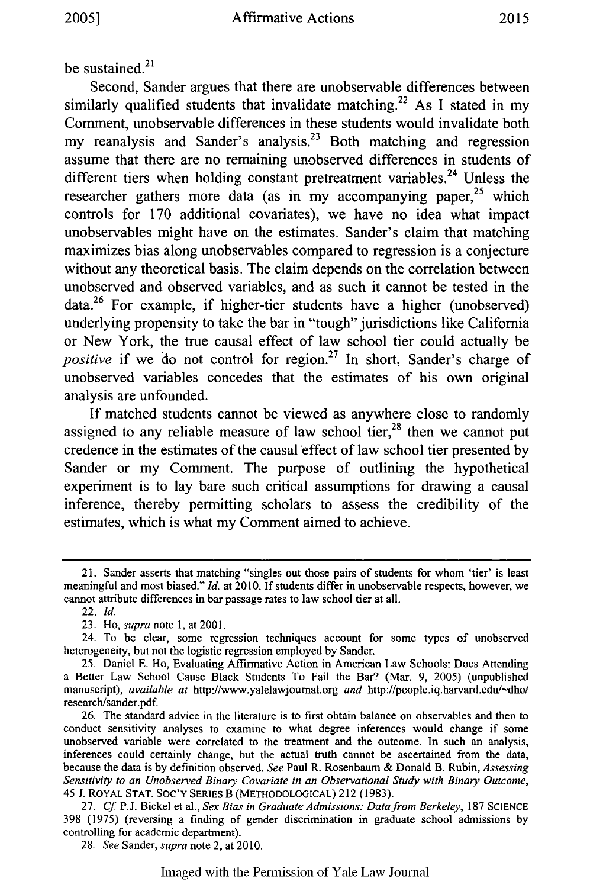be sustained.[21]

Second, Sander argues that there are unobservable differences between similarly qualified students that invalidate matching.[22] As I stated in my Comment, unobservable differences in these students would invalidate both my reanalysis and Sander's analysis.[23] Both matching and regression assume that there are no remaining unobserved differences in students of different tiers when holding constant pretreatment variables.[24] Unless the researcher gathers more data (as in my accompanying paper,[25] which controls for 170 additional covariates), we have no idea what impact unobservables might have on the estimates. Sander's claim that matching maximizes bias along unobservables compared to regression is a conjecture without any theoretical basis. The claim depends on the correlation between unobserved and observed variables, and as such it cannot be tested in the data.[26] For example, if higher-tier students have a higher (unobserved) underlying propensity to take the bar in "tough" jurisdictions like California or New York, the true causal effect of law school tier could actually be *positive* if we do not control for region.[27] In short, Sander's charge of unobserved variables concedes that the estimates of his own original analysis are unfounded.

If matched students cannot be viewed as anywhere close to randomly assigned to any reliable measure of law school tier,[28] then we cannot put credence in the estimates of the causal effect of law school tier presented by Sander or my Comment. The purpose of outlining the hypothetical experiment is to lay bare such critical assumptions for drawing a causal inference, thereby permitting scholars to assess the credibility of the estimates, which is what my Comment aimed to achieve.

---

21. Sander asserts that matching "singles out those pairs of students for whom 'tier' is least meaningful and most biased." *Id.* at 2010. If students differ in unobservable respects, however, we cannot attribute differences in bar passage rates to law school tier at all.

22. *Id.*

23. Ho, *supra* note 1, at 2001.

24. To be clear, some regression techniques account for some types of unobserved heterogeneity, but not the logistic regression employed by Sander.

25. Daniel E. Ho, Evaluating Affirmative Action in American Law Schools: Does Attending a Better Law School Cause Black Students To Fail the Bar? (Mar. 9, 2005) (unpublished manuscript), *available at* http://www.yalelawjournal.org *and* http://people.iq.harvard.edu/~dho/research/sander.pdf.

26. The standard advice in the literature is to first obtain balance on observables and then to conduct sensitivity analyses to examine to what degree inferences would change if some unobserved variable were correlated to the treatment and the outcome. In such an analysis, inferences could certainly change, but the actual truth cannot be ascertained from the data, because the data is by definition observed. *See* Paul R. Rosenbaum & Donald B. Rubin, *Assessing Sensitivity to an Unobserved Binary Covariate in an Observational Study with Binary Outcome*, 45 J. ROYAL STAT. SOC'Y SERIES B (METHODOLOGICAL) 212 (1983).

27. *Cf.* P.J. Bickel et al., *Sex Bias in Graduate Admissions: Data from Berkeley*, 187 SCIENCE 398 (1975) (reversing a finding of gender discrimination in graduate school admissions by controlling for academic department).

28. *See* Sander, *supra* note 2, at 2010.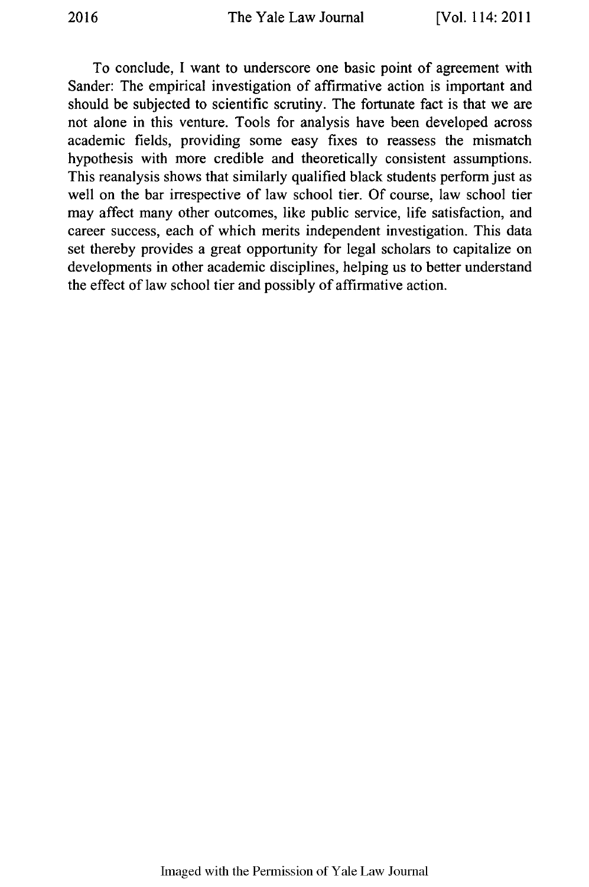To conclude, I want to underscore one basic point of agreement with Sander: The empirical investigation of affirmative action is important and should be subjected to scientific scrutiny. The fortunate fact is that we are not alone in this venture. Tools for analysis have been developed across academic fields, providing some easy fixes to reassess the mismatch hypothesis with more credible and theoretically consistent assumptions. This reanalysis shows that similarly qualified black students perform just as well on the bar irrespective of law school tier. Of course, law school tier may affect many other outcomes, like public service, life satisfaction, and career success, each of which merits independent investigation. This data set thereby provides a great opportunity for legal scholars to capitalize on developments in other academic disciplines, helping us to better understand the effect of law school tier and possibly of affirmative action.